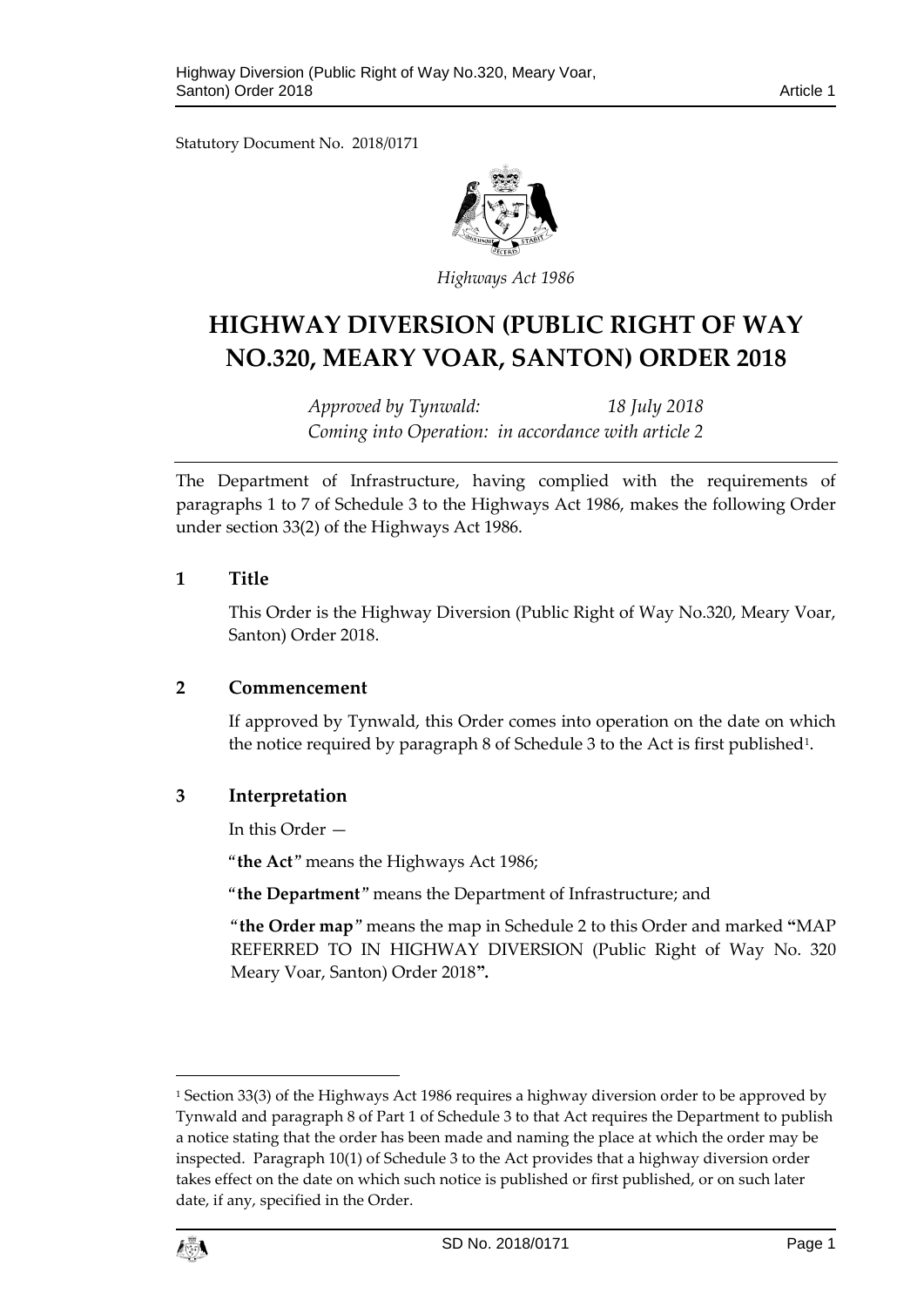Statutory Document No. 2018/0171

*Highways Act 1986*

# HIGHWAY DIVERSION (PUBLIC RIGHT OF WAY NO.320, MEARY VOAR, SANTON) ORDER 2018

*Approved by Tynwald: 18 July 2018*
*Coming into Operation: in accordance with article 2*

The Department of Infrastructure, having complied with the requirements of paragraphs 1 to 7 of Schedule 3 to the Highways Act 1986, makes the following Order under section 33(2) of the Highways Act 1986.

## 1 Title

This Order is the Highway Diversion (Public Right of Way No.320, Meary Voar, Santon) Order 2018.

## 2 Commencement

If approved by Tynwald, this Order comes into operation on the date on which the notice required by paragraph 8 of Schedule 3 to the Act is first published[1].

## 3 Interpretation

In this Order —

"**the Act**" means the Highways Act 1986;

"**the Department**" means the Department of Infrastructure; and

"**the Order map**" means the map in Schedule 2 to this Order and marked **"**MAP REFERRED TO IN HIGHWAY DIVERSION (Public Right of Way No. 320 Meary Voar, Santon) Order 2018**".**

---

[1] Section 33(3) of the Highways Act 1986 requires a highway diversion order to be approved by Tynwald and paragraph 8 of Part 1 of Schedule 3 to that Act requires the Department to publish a notice stating that the order has been made and naming the place at which the order may be inspected. Paragraph 10(1) of Schedule 3 to the Act provides that a highway diversion order takes effect on the date on which such notice is published or first published, or on such later date, if any, specified in the Order.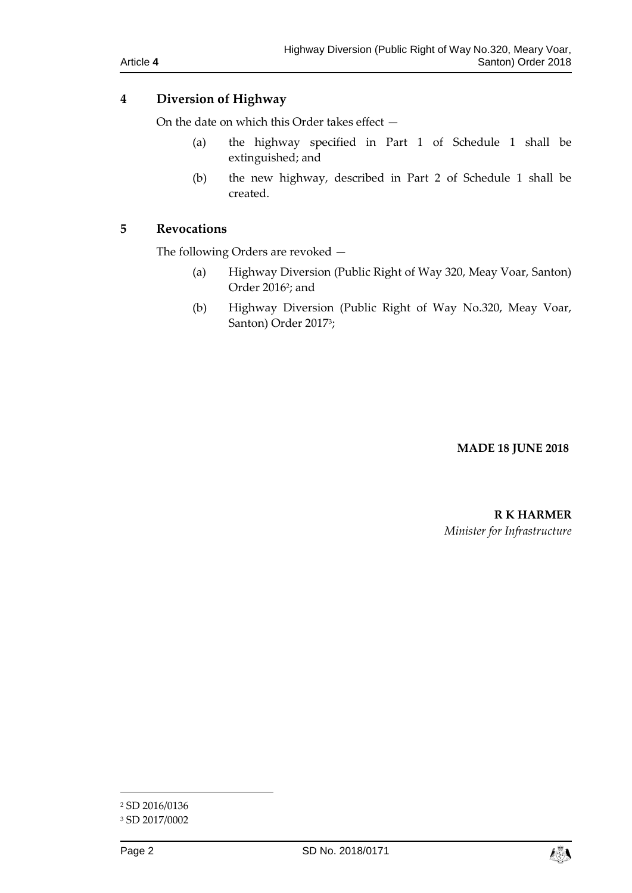## 4 Diversion of Highway

On the date on which this Order takes effect —

(a) the highway specified in Part 1 of Schedule 1 shall be extinguished; and

(b) the new highway, described in Part 2 of Schedule 1 shall be created.

## 5 Revocations

The following Orders are revoked —

(a) Highway Diversion (Public Right of Way 320, Meay Voar, Santon) Order 2016[2]; and

(b) Highway Diversion (Public Right of Way No.320, Meay Voar, Santon) Order 2017[3];

**MADE 18 JUNE 2018**

**R K HARMER**

*Minister for Infrastructure*

---

[2] SD 2016/0136

[3] SD 2017/0002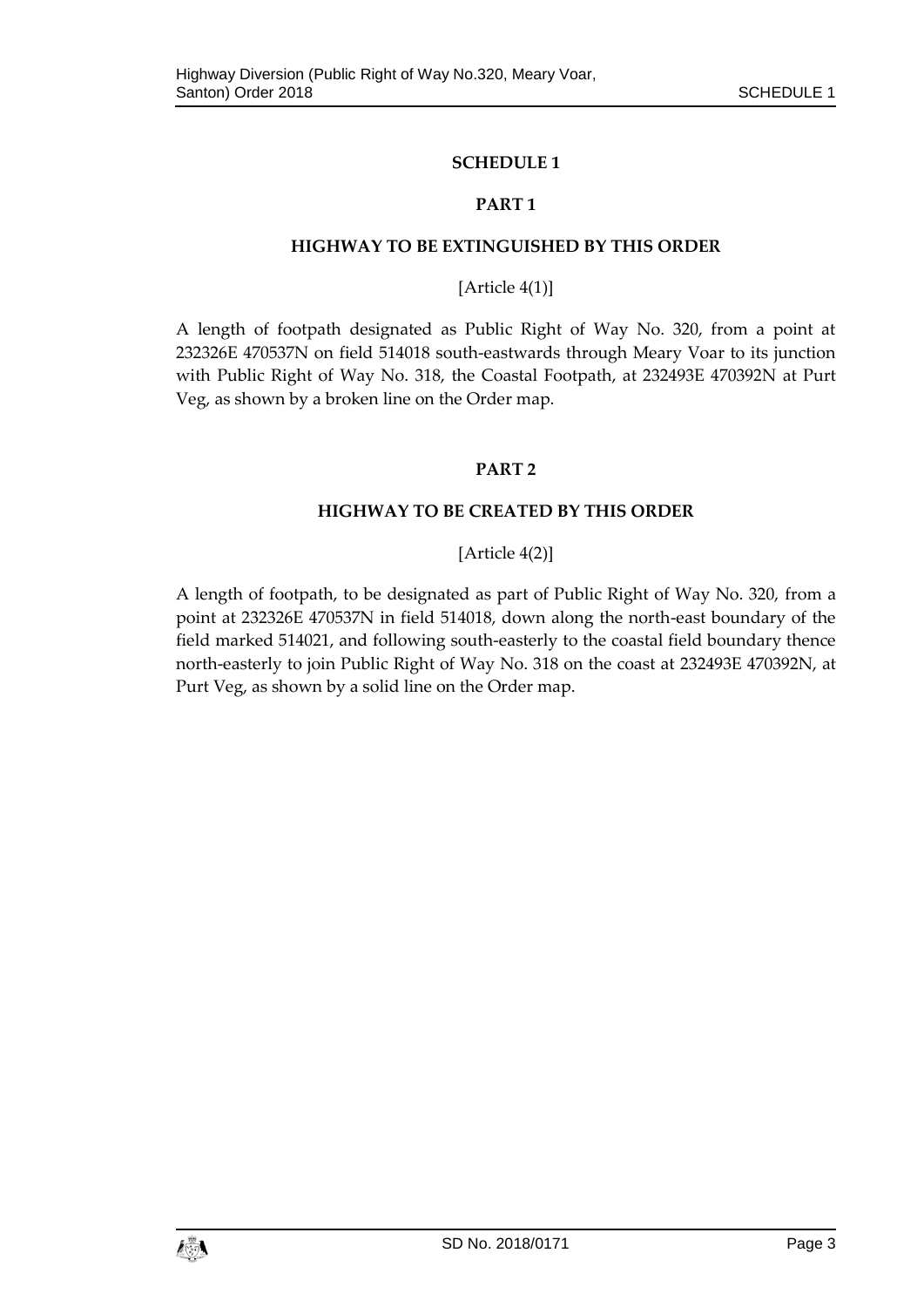# SCHEDULE 1

## PART 1

### HIGHWAY TO BE EXTINGUISHED BY THIS ORDER

[Article 4(1)]

A length of footpath designated as Public Right of Way No. 320, from a point at 232326E 470537N on field 514018 south-eastwards through Meary Voar to its junction with Public Right of Way No. 318, the Coastal Footpath, at 232493E 470392N at Purt Veg, as shown by a broken line on the Order map.

## PART 2

### HIGHWAY TO BE CREATED BY THIS ORDER

[Article 4(2)]

A length of footpath, to be designated as part of Public Right of Way No. 320, from a point at 232326E 470537N in field 514018, down along the north-east boundary of the field marked 514021, and following south-easterly to the coastal field boundary thence north-easterly to join Public Right of Way No. 318 on the coast at 232493E 470392N, at Purt Veg, as shown by a solid line on the Order map.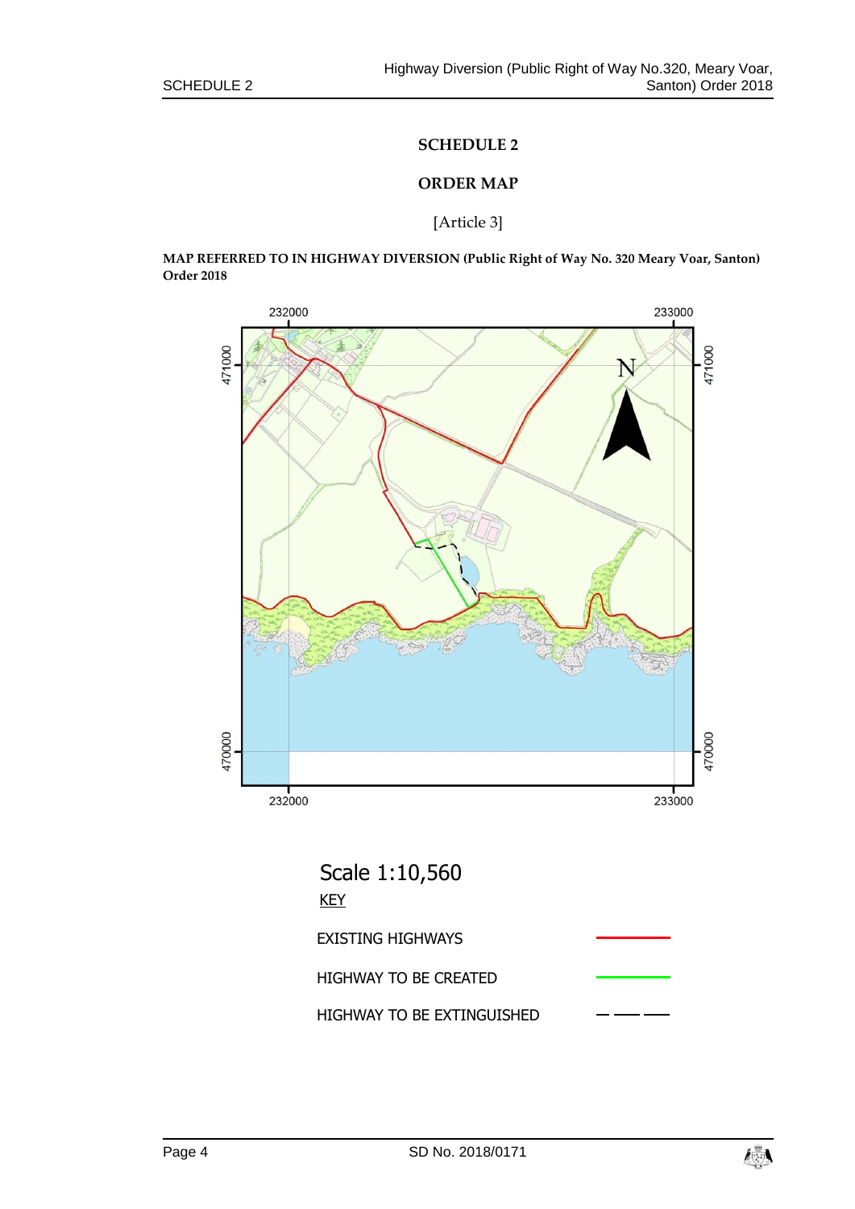# SCHEDULE 2

## ORDER MAP

[Article 3]

**MAP REFERRED TO IN HIGHWAY DIVERSION (Public Right of Way No. 320 Meary Voar, Santon) Order 2018**

232000 233000

471000 471000

470000 470000

232000 233000

Scale 1:10,560

KEY

| | |
|---|---|
| EXISTING HIGHWAYS | (red line) |
| HIGHWAY TO BE CREATED | (green line) |
| HIGHWAY TO BE EXTINGUISHED | (dashed line) |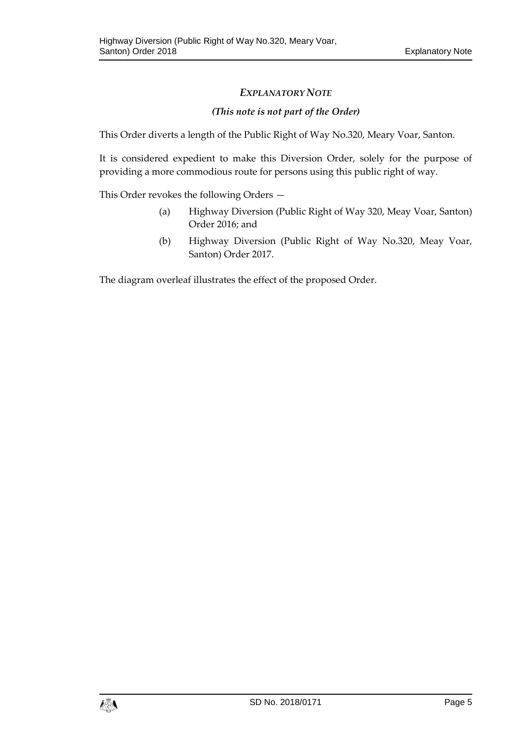## *EXPLANATORY NOTE*

***(This note is not part of the Order)***

This Order diverts a length of the Public Right of Way No.320, Meary Voar, Santon.

It is considered expedient to make this Diversion Order, solely for the purpose of providing a more commodious route for persons using this public right of way.

This Order revokes the following Orders —

(a) Highway Diversion (Public Right of Way 320, Meay Voar, Santon) Order 2016; and

(b) Highway Diversion (Public Right of Way No.320, Meay Voar, Santon) Order 2017.

The diagram overleaf illustrates the effect of the proposed Order.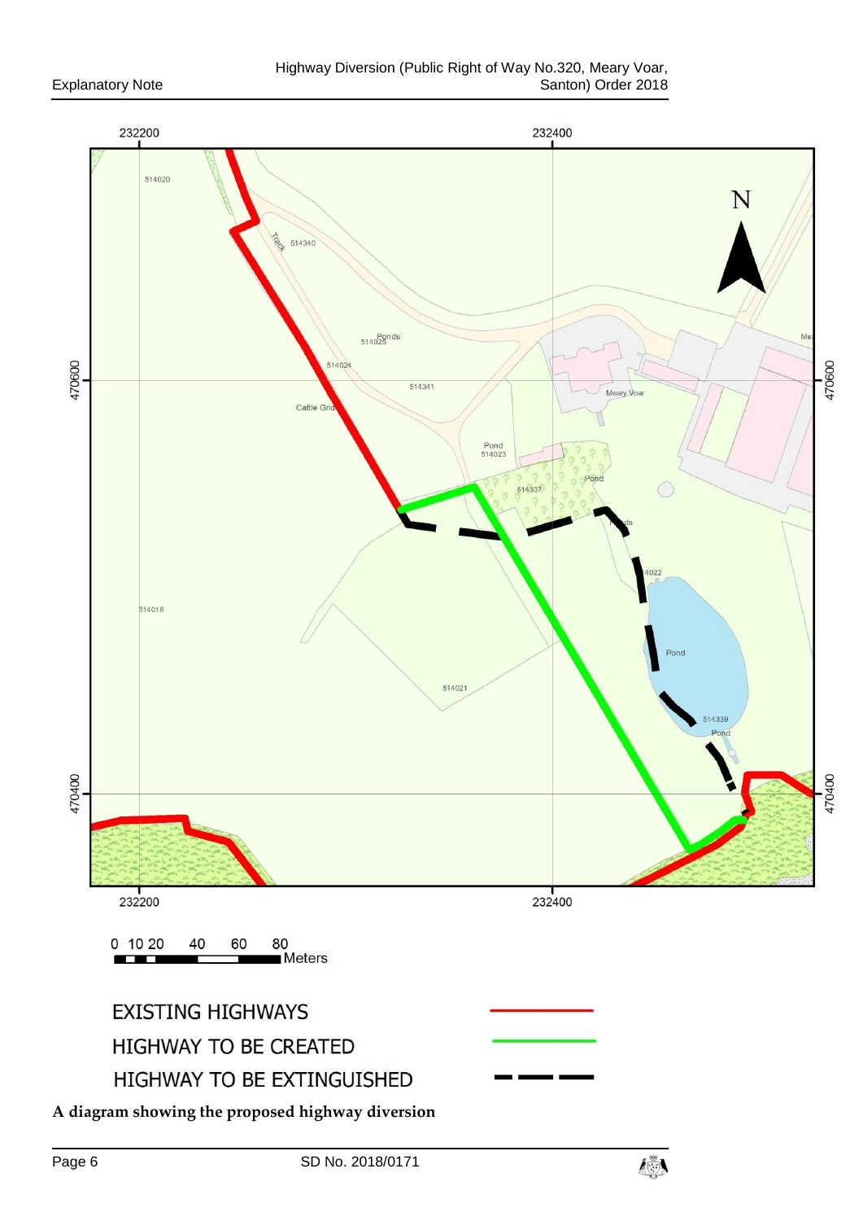232200

232400

470600

470400

514020

514340

Track

514025

Ponds

514024

514341

Cattle Grid

Meary Voar

Pond
514023

Pond

514337

ds

4022

514018

Pond

514021

514339

Pond

N

0 10 20 40 60 80
Meters

EXISTING HIGHWAYS

HIGHWAY TO BE CREATED

HIGHWAY TO BE EXTINGUISHED

**A diagram showing the proposed highway diversion**